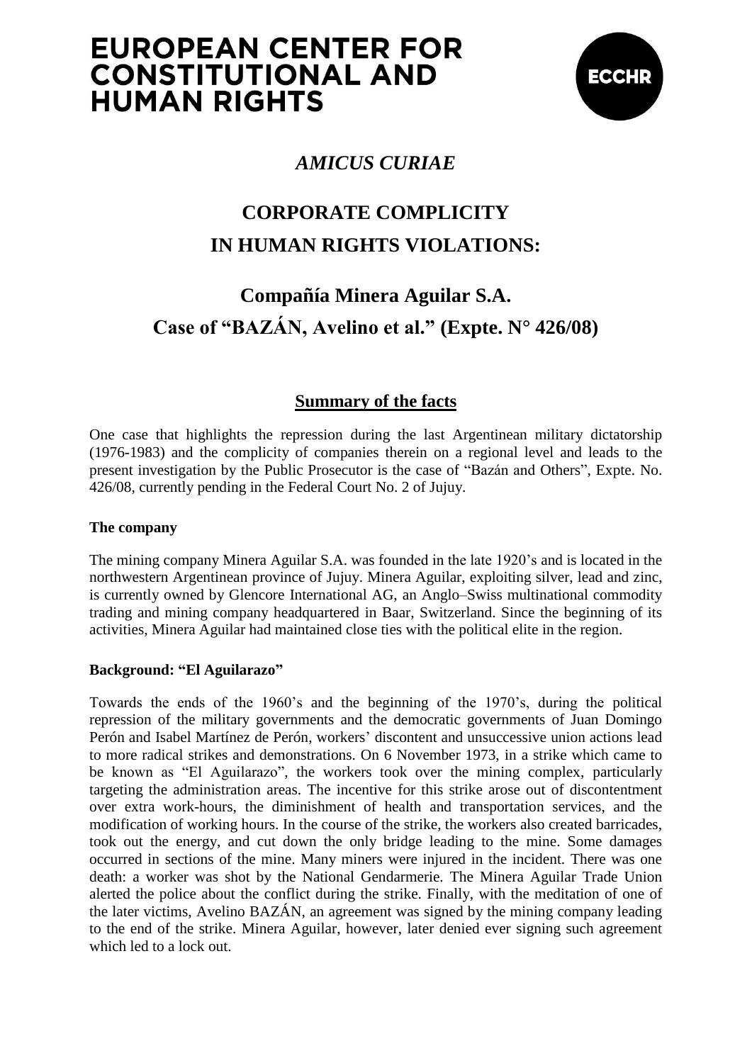# EUROPEAN CENTER FOR CONSTITUTIONAL AND HUMAN RIGHTS

ECCHR

## *AMICUS CURIAE*

# CORPORATE COMPLICITY IN HUMAN RIGHTS VIOLATIONS:

# Compañía Minera Aguilar S.A. Case of "BAZÁN, Avelino et al." (Expte. N° 426/08)

## Summary of the facts

One case that highlights the repression during the last Argentinean military dictatorship (1976-1983) and the complicity of companies therein on a regional level and leads to the present investigation by the Public Prosecutor is the case of "Bazán and Others", Expte. No. 426/08, currently pending in the Federal Court No. 2 of Jujuy.

### The company

The mining company Minera Aguilar S.A. was founded in the late 1920's and is located in the northwestern Argentinean province of Jujuy. Minera Aguilar, exploiting silver, lead and zinc, is currently owned by Glencore International AG, an Anglo–Swiss multinational commodity trading and mining company headquartered in Baar, Switzerland. Since the beginning of its activities, Minera Aguilar had maintained close ties with the political elite in the region.

### Background: "El Aguilarazo"

Towards the ends of the 1960's and the beginning of the 1970's, during the political repression of the military governments and the democratic governments of Juan Domingo Perón and Isabel Martínez de Perón, workers' discontent and unsuccessive union actions lead to more radical strikes and demonstrations. On 6 November 1973, in a strike which came to be known as "El Aguilarazo", the workers took over the mining complex, particularly targeting the administration areas. The incentive for this strike arose out of discontentment over extra work-hours, the diminishment of health and transportation services, and the modification of working hours. In the course of the strike, the workers also created barricades, took out the energy, and cut down the only bridge leading to the mine. Some damages occurred in sections of the mine. Many miners were injured in the incident. There was one death: a worker was shot by the National Gendarmerie. The Minera Aguilar Trade Union alerted the police about the conflict during the strike. Finally, with the meditation of one of the later victims, Avelino BAZÁN, an agreement was signed by the mining company leading to the end of the strike. Minera Aguilar, however, later denied ever signing such agreement which led to a lock out.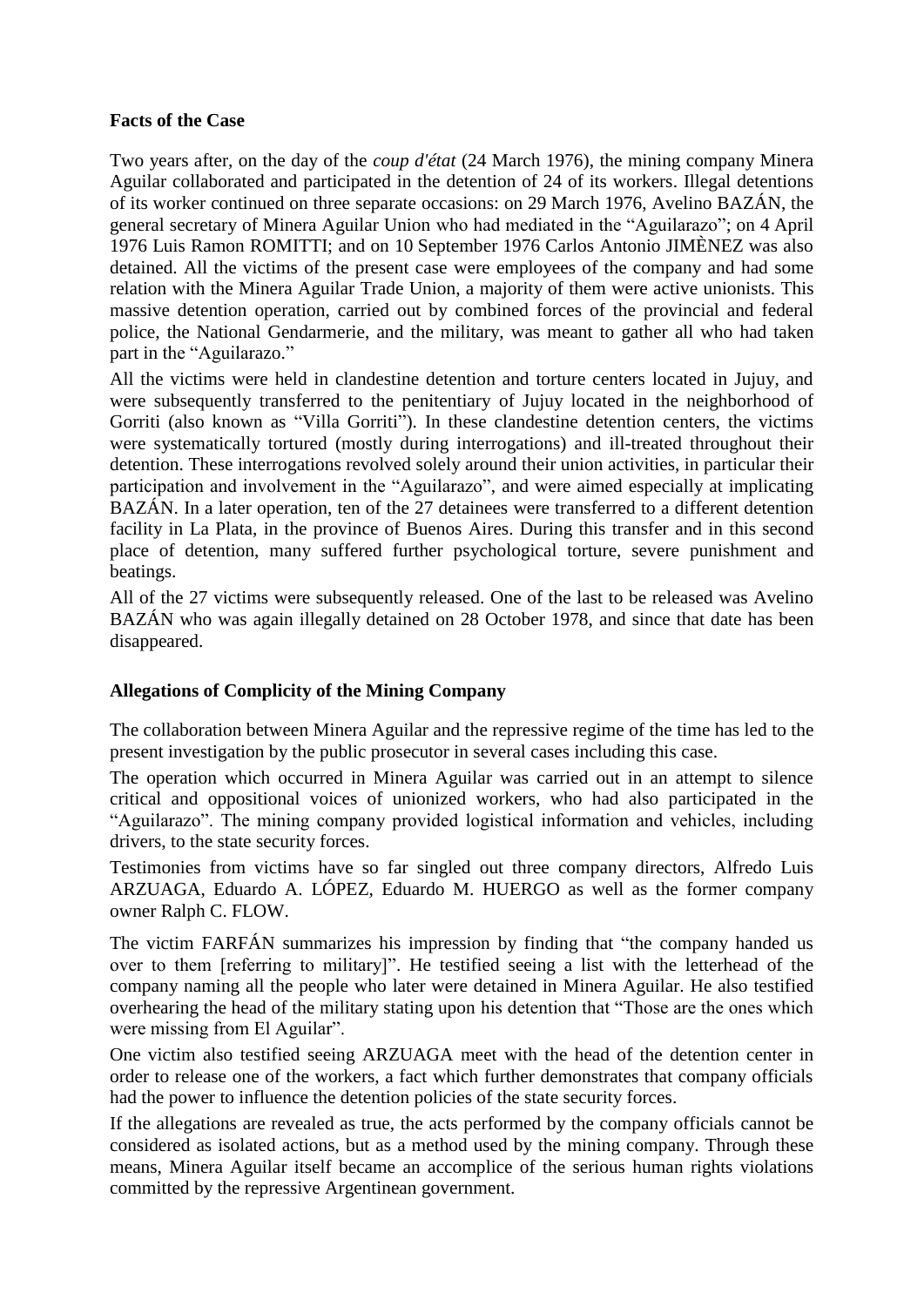**Facts of the Case**

Two years after, on the day of the *coup d'état* (24 March 1976), the mining company Minera Aguilar collaborated and participated in the detention of 24 of its workers. Illegal detentions of its worker continued on three separate occasions: on 29 March 1976, Avelino BAZÁN, the general secretary of Minera Aguilar Union who had mediated in the "Aguilarazo"; on 4 April 1976 Luis Ramon ROMITTI; and on 10 September 1976 Carlos Antonio JIMÈNEZ was also detained. All the victims of the present case were employees of the company and had some relation with the Minera Aguilar Trade Union, a majority of them were active unionists. This massive detention operation, carried out by combined forces of the provincial and federal police, the National Gendarmerie, and the military, was meant to gather all who had taken part in the "Aguilarazo."

All the victims were held in clandestine detention and torture centers located in Jujuy, and were subsequently transferred to the penitentiary of Jujuy located in the neighborhood of Gorriti (also known as "Villa Gorriti"). In these clandestine detention centers, the victims were systematically tortured (mostly during interrogations) and ill-treated throughout their detention. These interrogations revolved solely around their union activities, in particular their participation and involvement in the "Aguilarazo", and were aimed especially at implicating BAZÁN. In a later operation, ten of the 27 detainees were transferred to a different detention facility in La Plata, in the province of Buenos Aires. During this transfer and in this second place of detention, many suffered further psychological torture, severe punishment and beatings.

All of the 27 victims were subsequently released. One of the last to be released was Avelino BAZÁN who was again illegally detained on 28 October 1978, and since that date has been disappeared.

**Allegations of Complicity of the Mining Company**

The collaboration between Minera Aguilar and the repressive regime of the time has led to the present investigation by the public prosecutor in several cases including this case.

The operation which occurred in Minera Aguilar was carried out in an attempt to silence critical and oppositional voices of unionized workers, who had also participated in the "Aguilarazo". The mining company provided logistical information and vehicles, including drivers, to the state security forces.

Testimonies from victims have so far singled out three company directors, Alfredo Luis ARZUAGA, Eduardo A. LÓPEZ, Eduardo M. HUERGO as well as the former company owner Ralph C. FLOW.

The victim FARFÁN summarizes his impression by finding that "the company handed us over to them [referring to military]". He testified seeing a list with the letterhead of the company naming all the people who later were detained in Minera Aguilar. He also testified overhearing the head of the military stating upon his detention that "Those are the ones which were missing from El Aguilar".

One victim also testified seeing ARZUAGA meet with the head of the detention center in order to release one of the workers, a fact which further demonstrates that company officials had the power to influence the detention policies of the state security forces.

If the allegations are revealed as true, the acts performed by the company officials cannot be considered as isolated actions, but as a method used by the mining company. Through these means, Minera Aguilar itself became an accomplice of the serious human rights violations committed by the repressive Argentinean government.